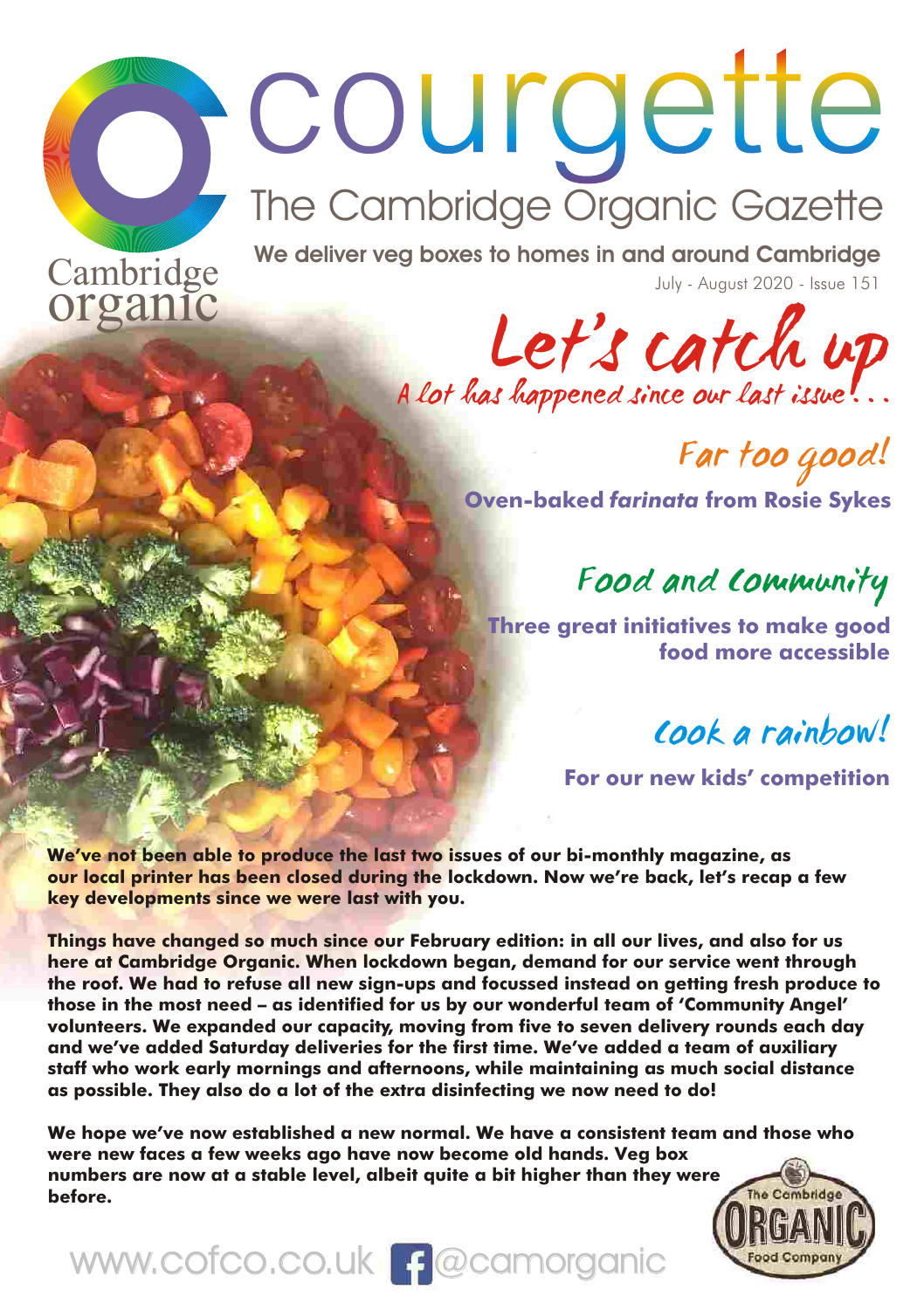# courgette

## The Cambridge Organic Gazette

Cambridge organic

**We deliver veg boxes to homes in and around Cambridge**

July - August 2020 - Issue 151

# Let's catch up

*A lot has happened since our last issue...*

## Far too good!

**Oven-baked *farinata* from Rosie Sykes**

## Food and Community

**Three great initiatives to make good food more accessible**

## Cook a rainbow!

**For our new kids' competition**

**We've not been able to produce the last two issues of our bi-monthly magazine, as our local printer has been closed during the lockdown. Now we're back, let's recap a few key developments since we were last with you.**

**Things have changed so much since our February edition: in all our lives, and also for us here at Cambridge Organic. When lockdown began, demand for our service went through the roof. We had to refuse all new sign-ups and focussed instead on getting fresh produce to those in the most need – as identified for us by our wonderful team of 'Community Angel' volunteers. We expanded our capacity, moving from five to seven delivery rounds each day and we've added Saturday deliveries for the first time. We've added a team of auxiliary staff who work early mornings and afternoons, while maintaining as much social distance as possible. They also do a lot of the extra disinfecting we now need to do!**

**We hope we've now established a new normal. We have a consistent team and those who were new faces a few weeks ago have now become old hands. Veg box numbers are now at a stable level, albeit quite a bit higher than they were before.**

The Cambridge ORGANIC Food Company

www.cofco.co.uk @camorganic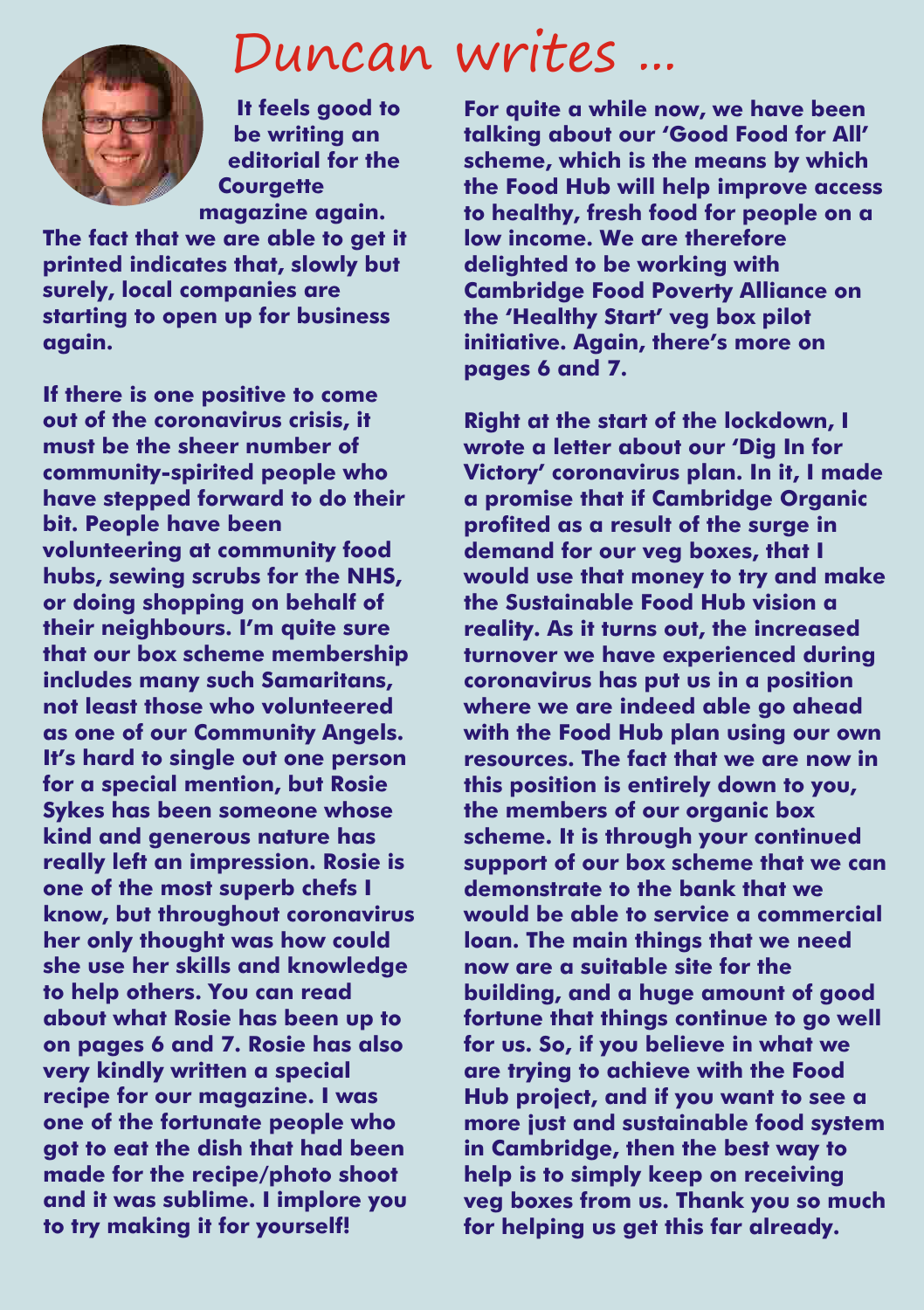# Duncan writes ...

**It feels good to be writing an editorial for the Courgette magazine again. The fact that we are able to get it printed indicates that, slowly but surely, local companies are starting to open up for business again.**

**If there is one positive to come out of the coronavirus crisis, it must be the sheer number of community-spirited people who have stepped forward to do their bit. People have been volunteering at community food hubs, sewing scrubs for the NHS, or doing shopping on behalf of their neighbours. I'm quite sure that our box scheme membership includes many such Samaritans, not least those who volunteered as one of our Community Angels. It's hard to single out one person for a special mention, but Rosie Sykes has been someone whose kind and generous nature has really left an impression. Rosie is one of the most superb chefs I know, but throughout coronavirus her only thought was how could she use her skills and knowledge to help others. You can read about what Rosie has been up to on pages 6 and 7. Rosie has also very kindly written a special recipe for our magazine. I was one of the fortunate people who got to eat the dish that had been made for the recipe/photo shoot and it was sublime. I implore you to try making it for yourself!**

**For quite a while now, we have been talking about our 'Good Food for All' scheme, which is the means by which the Food Hub will help improve access to healthy, fresh food for people on a low income. We are therefore delighted to be working with Cambridge Food Poverty Alliance on the 'Healthy Start' veg box pilot initiative. Again, there's more on pages 6 and 7.**

**Right at the start of the lockdown, I wrote a letter about our 'Dig In for Victory' coronavirus plan. In it, I made a promise that if Cambridge Organic profited as a result of the surge in demand for our veg boxes, that I would use that money to try and make the Sustainable Food Hub vision a reality. As it turns out, the increased turnover we have experienced during coronavirus has put us in a position where we are indeed able go ahead with the Food Hub plan using our own resources. The fact that we are now in this position is entirely down to you, the members of our organic box scheme. It is through your continued support of our box scheme that we can demonstrate to the bank that we would be able to service a commercial loan. The main things that we need now are a suitable site for the building, and a huge amount of good fortune that things continue to go well for us. So, if you believe in what we are trying to achieve with the Food Hub project, and if you want to see a more just and sustainable food system in Cambridge, then the best way to help is to simply keep on receiving veg boxes from us. Thank you so much for helping us get this far already.**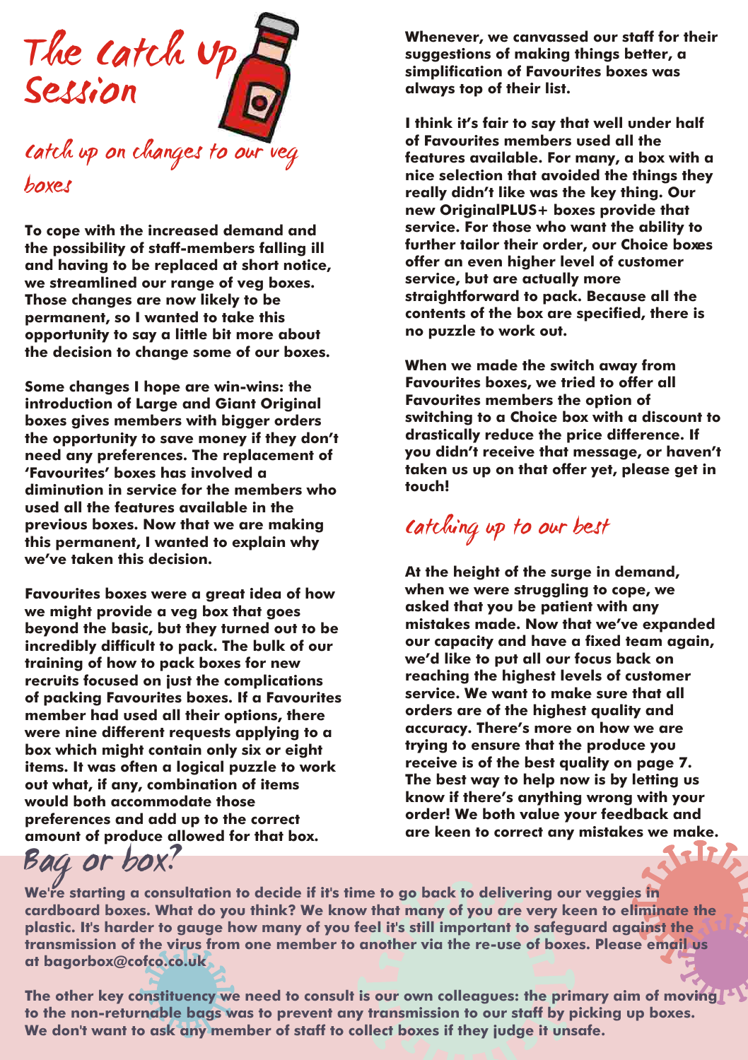# The Catch Up Session

## Catch up on changes to our veg boxes

**To cope with the increased demand and the possibility of staff-members falling ill and having to be replaced at short notice, we streamlined our range of veg boxes. Those changes are now likely to be permanent, so I wanted to take this opportunity to say a little bit more about the decision to change some of our boxes.**

**Some changes I hope are win-wins: the introduction of Large and Giant Original boxes gives members with bigger orders the opportunity to save money if they don't need any preferences. The replacement of 'Favourites' boxes has involved a diminution in service for the members who used all the features available in the previous boxes. Now that we are making this permanent, I wanted to explain why we've taken this decision.**

**Favourites boxes were a great idea of how we might provide a veg box that goes beyond the basic, but they turned out to be incredibly difficult to pack. The bulk of our training of how to pack boxes for new recruits focused on just the complications of packing Favourites boxes. If a Favourites member had used all their options, there were nine different requests applying to a box which might contain only six or eight items. It was often a logical puzzle to work out what, if any, combination of items would both accommodate those preferences and add up to the correct amount of produce allowed for that box.**

**Whenever, we canvassed our staff for their suggestions of making things better, a simplification of Favourites boxes was always top of their list.**

**I think it's fair to say that well under half of Favourites members used all the features available. For many, a box with a nice selection that avoided the things they really didn't like was the key thing. Our new OriginalPLUS+ boxes provide that service. For those who want the ability to further tailor their order, our Choice boxes offer an even higher level of customer service, but are actually more straightforward to pack. Because all the contents of the box are specified, there is no puzzle to work out.**

**When we made the switch away from Favourites boxes, we tried to offer all Favourites members the option of switching to a Choice box with a discount to drastically reduce the price difference. If you didn't receive that message, or haven't taken us up on that offer yet, please get in touch!**

## Catching up to our best

**At the height of the surge in demand, when we were struggling to cope, we asked that you be patient with any mistakes made. Now that we've expanded our capacity and have a fixed team again, we'd like to put all our focus back on reaching the highest levels of customer service. We want to make sure that all orders are of the highest quality and accuracy. There's more on how we are trying to ensure that the produce you receive is of the best quality on page 7. The best way to help now is by letting us know if there's anything wrong with your order! We both value your feedback and are keen to correct any mistakes we make.**

## Bag or box?

**We're starting a consultation to decide if it's time to go back to delivering our veggies in cardboard boxes. What do you think? We know that many of you are very keen to eliminate the plastic. It's harder to gauge how many of you feel it's still important to safeguard against the transmission of the virus from one member to another via the re-use of boxes. Please email us at bagorbox@cofco.co.uk**

**The other key constituency we need to consult is our own colleagues: the primary aim of moving to the non-returnable bags was to prevent any transmission to our staff by picking up boxes. We don't want to ask any member of staff to collect boxes if they judge it unsafe.**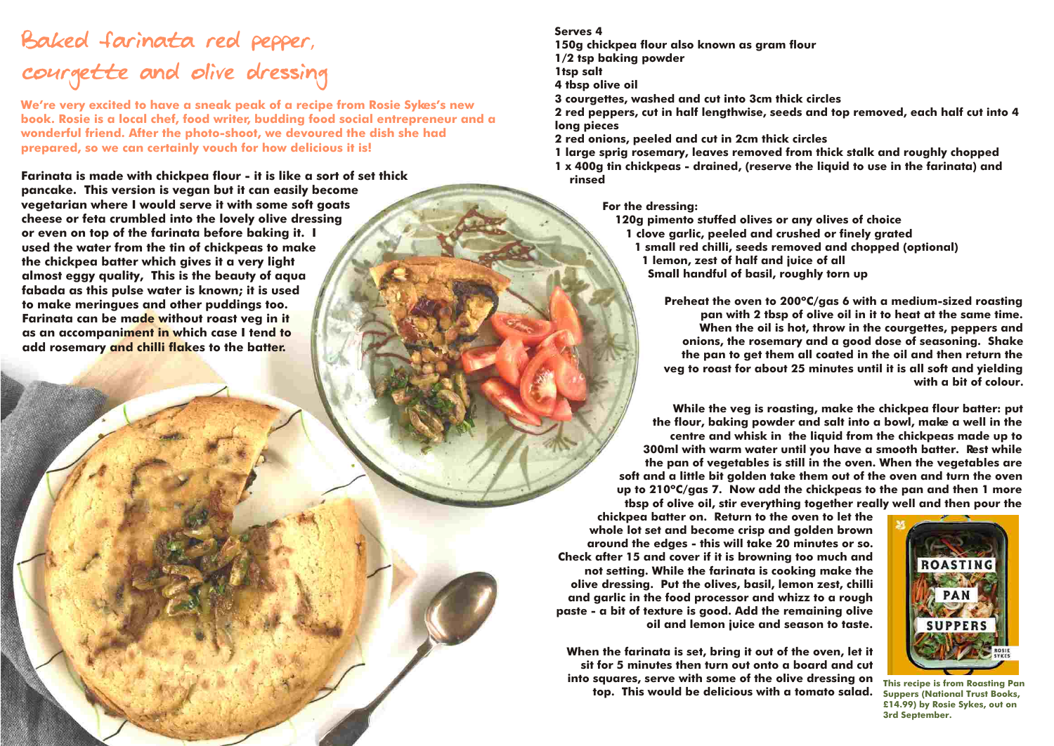# Baked farinata red pepper, courgette and olive dressing

**We're very excited to have a sneak peak of a recipe from Rosie Sykes's new book. Rosie is a local chef, food writer, budding food social entrepreneur and a wonderful friend. After the photo-shoot, we devoured the dish she had prepared, so we can certainly vouch for how delicious it is!**

**Farinata is made with chickpea flour - it is like a sort of set thick pancake. This version is vegan but it can easily become vegetarian where I would serve it with some soft goats cheese or feta crumbled into the lovely olive dressing or even on top of the farinata before baking it. I used the water from the tin of chickpeas to make the chickpea batter which gives it a very light almost eggy quality, This is the beauty of aqua fabada as this pulse water is known; it is used to make meringues and other puddings too. Farinata can be made without roast veg in it as an accompaniment in which case I tend to add rosemary and chilli flakes to the batter.**

**Serves 4**
**150g chickpea flour also known as gram flour**
**1/2 tsp baking powder**
**1tsp salt**
**4 tbsp olive oil**
**3 courgettes, washed and cut into 3cm thick circles**
**2 red peppers, cut in half lengthwise, seeds and top removed, each half cut into 4 long pieces**
**2 red onions, peeled and cut in 2cm thick circles**
**1 large sprig rosemary, leaves removed from thick stalk and roughly chopped**
**1 x 400g tin chickpeas - drained, (reserve the liquid to use in the farinata) and rinsed**

**For the dressing:**
**120g pimento stuffed olives or any olives of choice**
**1 clove garlic, peeled and crushed or finely grated**
**1 small red chilli, seeds removed and chopped (optional)**
**1 lemon, zest of half and juice of all**
**Small handful of basil, roughly torn up**

**Preheat the oven to 200°C/gas 6 with a medium-sized roasting pan with 2 tbsp of olive oil in it to heat at the same time. When the oil is hot, throw in the courgettes, peppers and onions, the rosemary and a good dose of seasoning. Shake the pan to get them all coated in the oil and then return the veg to roast for about 25 minutes until it is all soft and yielding with a bit of colour.**

**While the veg is roasting, make the chickpea flour batter: put the flour, baking powder and salt into a bowl, make a well in the centre and whisk in the liquid from the chickpeas made up to 300ml with warm water until you have a smooth batter. Rest while the pan of vegetables is still in the oven. When the vegetables are soft and a little bit golden take them out of the oven and turn the oven up to 210°C/gas 7. Now add the chickpeas to the pan and then 1 more tbsp of olive oil, stir everything together really well and then pour the chickpea batter on. Return to the oven to let the whole lot set and become crisp and golden brown around the edges - this will take 20 minutes or so. Check after 15 and cover if it is browning too much and not setting. While the farinata is cooking make the olive dressing. Put the olives, basil, lemon zest, chilli and garlic in the food processor and whizz to a rough paste - a bit of texture is good. Add the remaining olive oil and lemon juice and season to taste.**

**When the farinata is set, bring it out of the oven, let it sit for 5 minutes then turn out onto a board and cut into squares, serve with some of the olive dressing on top. This would be delicious with a tomato salad.**

**This recipe is from Roasting Pan Suppers (National Trust Books, £14.99) by Rosie Sykes, out on 3rd September.**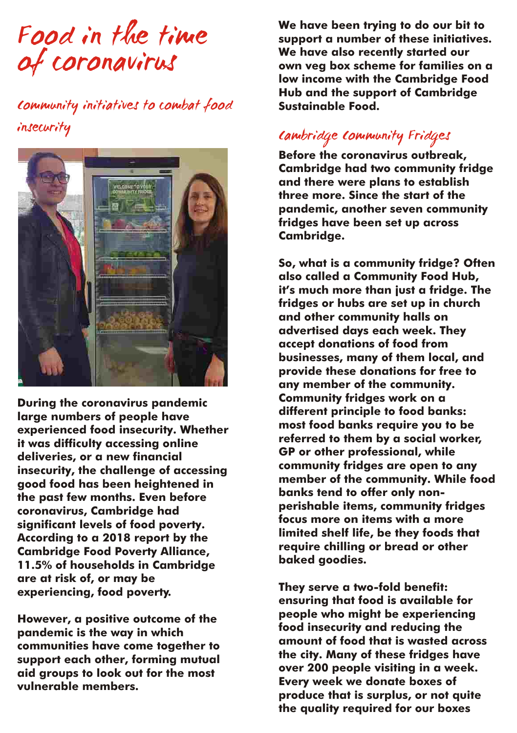# Food in the time of coronavirus

## Community initiatives to combat food insecurity

During the coronavirus pandemic large numbers of people have experienced food insecurity. Whether it was difficulty accessing online deliveries, or a new financial insecurity, the challenge of accessing good food has been heightened in the past few months. Even before coronavirus, Cambridge had significant levels of food poverty. According to a 2018 report by the Cambridge Food Poverty Alliance, 11.5% of households in Cambridge are at risk of, or may be experiencing, food poverty.

However, a positive outcome of the pandemic is the way in which communities have come together to support each other, forming mutual aid groups to look out for the most vulnerable members.

We have been trying to do our bit to support a number of these initiatives. We have also recently started our own veg box scheme for families on a low income with the Cambridge Food Hub and the support of Cambridge Sustainable Food.

## Cambridge Community Fridges

Before the coronavirus outbreak, Cambridge had two community fridge and there were plans to establish three more. Since the start of the pandemic, another seven community fridges have been set up across Cambridge.

So, what is a community fridge? Often also called a Community Food Hub, it's much more than just a fridge. The fridges or hubs are set up in church and other community halls on advertised days each week. They accept donations of food from businesses, many of them local, and provide these donations for free to any member of the community. Community fridges work on a different principle to food banks: most food banks require you to be referred to them by a social worker, GP or other professional, while community fridges are open to any member of the community. While food banks tend to offer only non-perishable items, community fridges focus more on items with a more limited shelf life, be they foods that require chilling or bread or other baked goodies.

They serve a two-fold benefit: ensuring that food is available for people who might be experiencing food insecurity and reducing the amount of food that is wasted across the city. Many of these fridges have over 200 people visiting in a week. Every week we donate boxes of produce that is surplus, or not quite the quality required for our boxes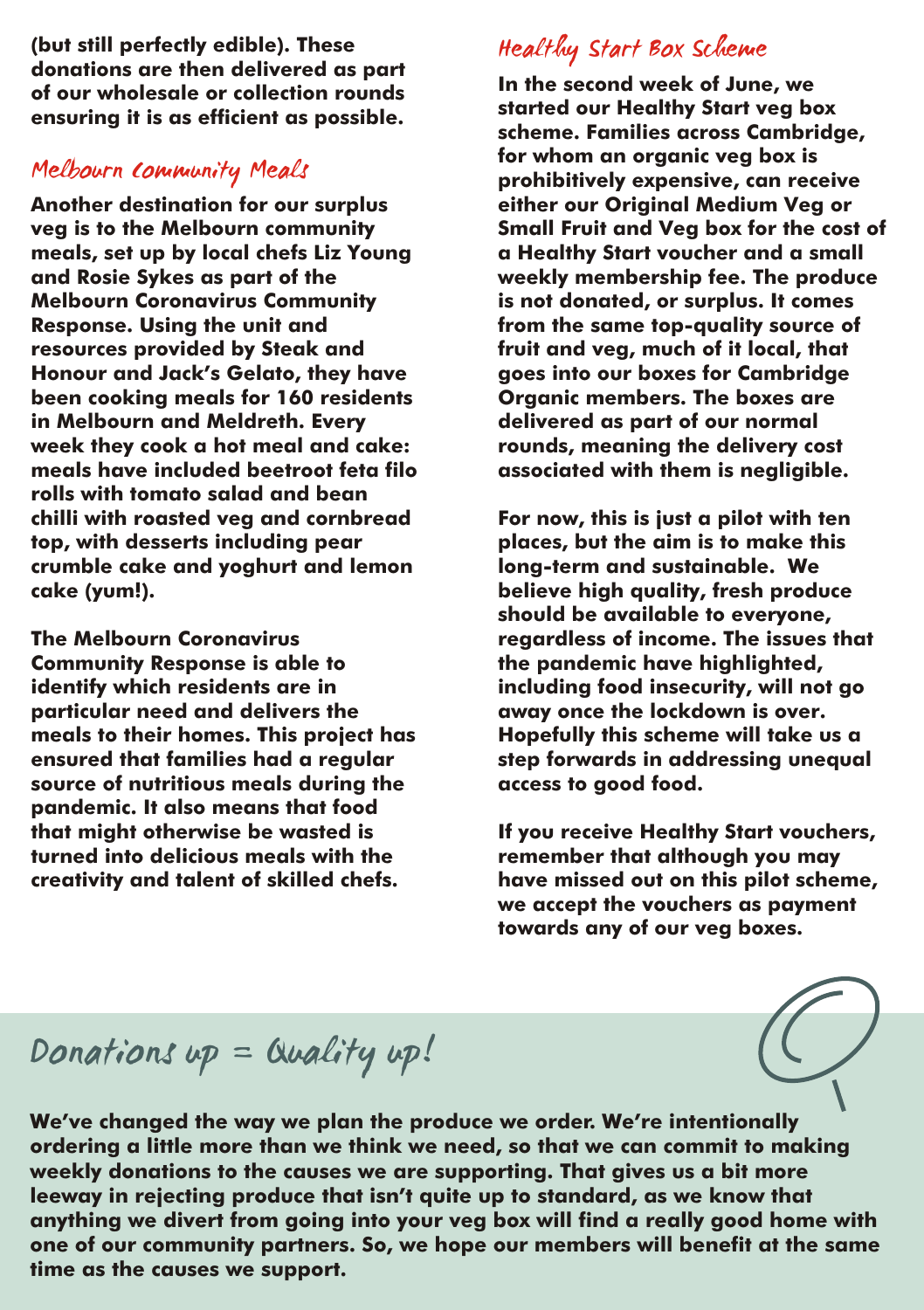**(but still perfectly edible). These donations are then delivered as part of our wholesale or collection rounds ensuring it is as efficient as possible.**

## Melbourn Community Meals

**Another destination for our surplus veg is to the Melbourn community meals, set up by local chefs Liz Young and Rosie Sykes as part of the Melbourn Coronavirus Community Response. Using the unit and resources provided by Steak and Honour and Jack's Gelato, they have been cooking meals for 160 residents in Melbourn and Meldreth. Every week they cook a hot meal and cake: meals have included beetroot feta filo rolls with tomato salad and bean chilli with roasted veg and cornbread top, with desserts including pear crumble cake and yoghurt and lemon cake (yum!).**

**The Melbourn Coronavirus Community Response is able to identify which residents are in particular need and delivers the meals to their homes. This project has ensured that families had a regular source of nutritious meals during the pandemic. It also means that food that might otherwise be wasted is turned into delicious meals with the creativity and talent of skilled chefs.**

## Healthy Start Box Scheme

**In the second week of June, we started our Healthy Start veg box scheme. Families across Cambridge, for whom an organic veg box is prohibitively expensive, can receive either our Original Medium Veg or Small Fruit and Veg box for the cost of a Healthy Start voucher and a small weekly membership fee. The produce is not donated, or surplus. It comes from the same top-quality source of fruit and veg, much of it local, that goes into our boxes for Cambridge Organic members. The boxes are delivered as part of our normal rounds, meaning the delivery cost associated with them is negligible.**

**For now, this is just a pilot with ten places, but the aim is to make this long-term and sustainable. We believe high quality, fresh produce should be available to everyone, regardless of income. The issues that the pandemic have highlighted, including food insecurity, will not go away once the lockdown is over. Hopefully this scheme will take us a step forwards in addressing unequal access to good food.**

**If you receive Healthy Start vouchers, remember that although you may have missed out on this pilot scheme, we accept the vouchers as payment towards any of our veg boxes.**

## Donations up = Quality up!

**We've changed the way we plan the produce we order. We're intentionally ordering a little more than we think we need, so that we can commit to making weekly donations to the causes we are supporting. That gives us a bit more leeway in rejecting produce that isn't quite up to standard, as we know that anything we divert from going into your veg box will find a really good home with one of our community partners. So, we hope our members will benefit at the same time as the causes we support.**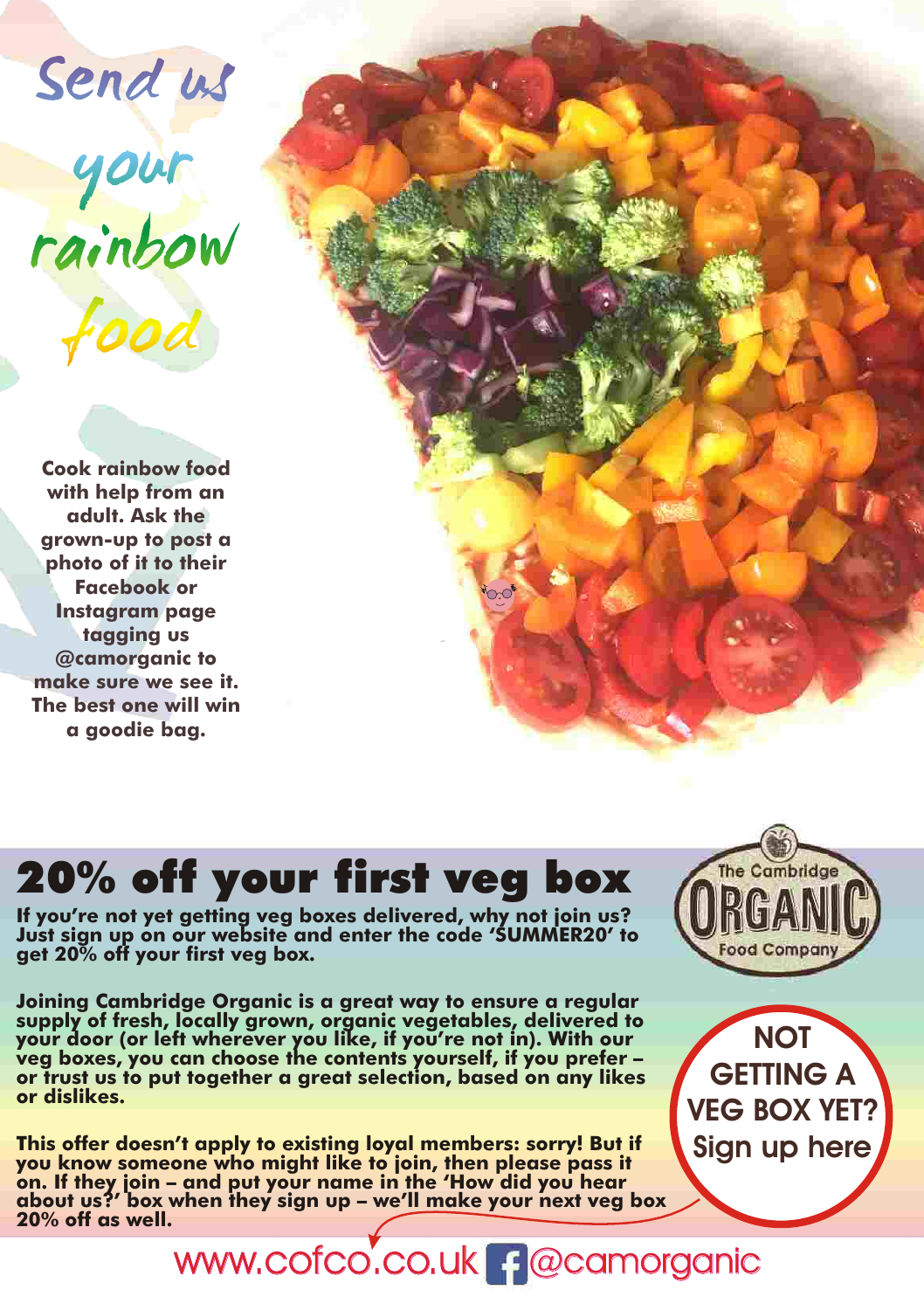# Send us your rainbow food

**Cook rainbow food with help from an adult. Ask the grown-up to post a photo of it to their Facebook or Instagram page tagging us @camorganic to make sure we see it. The best one will win a goodie bag.**

## 20% off your first veg box

**If you're not yet getting veg boxes delivered, why not join us? Just sign up on our website and enter the code 'SUMMER20' to get 20% off your first veg box.**

**Joining Cambridge Organic is a great way to ensure a regular supply of fresh, locally grown, organic vegetables, delivered to your door (or left wherever you like, if you're not in). With our veg boxes, you can choose the contents yourself, if you prefer – or trust us to put together a great selection, based on any likes or dislikes.**

**This offer doesn't apply to existing loyal members: sorry! But if you know someone who might like to join, then please pass it on. If they join – and put your name in the 'How did you hear about us?' box when they sign up – we'll make your next veg box 20% off as well.**

The Cambridge ORGANIC Food Company

**NOT GETTING A VEG BOX YET? Sign up here**

www.cofco.co.uk @camorganic